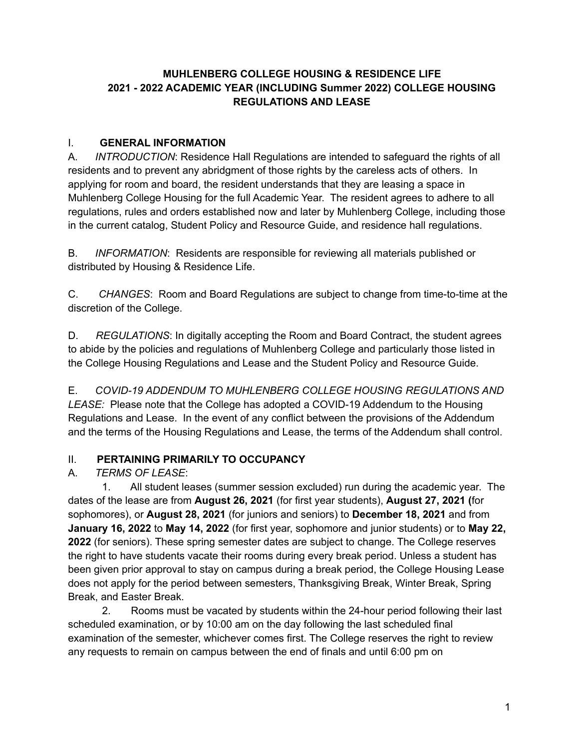# MUHLENBERG COLLEGE HOUSING & RESIDENCE LIFE
# 2021 - 2022 ACADEMIC YEAR (INCLUDING Summer 2022) COLLEGE HOUSING REGULATIONS AND LEASE

## I. GENERAL INFORMATION

A. *INTRODUCTION*: Residence Hall Regulations are intended to safeguard the rights of all residents and to prevent any abridgment of those rights by the careless acts of others. In applying for room and board, the resident understands that they are leasing a space in Muhlenberg College Housing for the full Academic Year. The resident agrees to adhere to all regulations, rules and orders established now and later by Muhlenberg College, including those in the current catalog, Student Policy and Resource Guide, and residence hall regulations.

B. *INFORMATION*: Residents are responsible for reviewing all materials published or distributed by Housing & Residence Life.

C. *CHANGES*: Room and Board Regulations are subject to change from time-to-time at the discretion of the College.

D. *REGULATIONS*: In digitally accepting the Room and Board Contract, the student agrees to abide by the policies and regulations of Muhlenberg College and particularly those listed in the College Housing Regulations and Lease and the Student Policy and Resource Guide.

E. *COVID-19 ADDENDUM TO MUHLENBERG COLLEGE HOUSING REGULATIONS AND LEASE:* Please note that the College has adopted a COVID-19 Addendum to the Housing Regulations and Lease. In the event of any conflict between the provisions of the Addendum and the terms of the Housing Regulations and Lease, the terms of the Addendum shall control.

## II. PERTAINING PRIMARILY TO OCCUPANCY

A. *TERMS OF LEASE*:

1. All student leases (summer session excluded) run during the academic year. The dates of the lease are from **August 26, 2021** (for first year students), **August 27, 2021 (**for sophomores), or **August 28, 2021** (for juniors and seniors) to **December 18, 2021** and from **January 16, 2022** to **May 14, 2022** (for first year, sophomore and junior students) or to **May 22, 2022** (for seniors). These spring semester dates are subject to change. The College reserves the right to have students vacate their rooms during every break period. Unless a student has been given prior approval to stay on campus during a break period, the College Housing Lease does not apply for the period between semesters, Thanksgiving Break, Winter Break, Spring Break, and Easter Break.

2. Rooms must be vacated by students within the 24-hour period following their last scheduled examination, or by 10:00 am on the day following the last scheduled final examination of the semester, whichever comes first. The College reserves the right to review any requests to remain on campus between the end of finals and until 6:00 pm on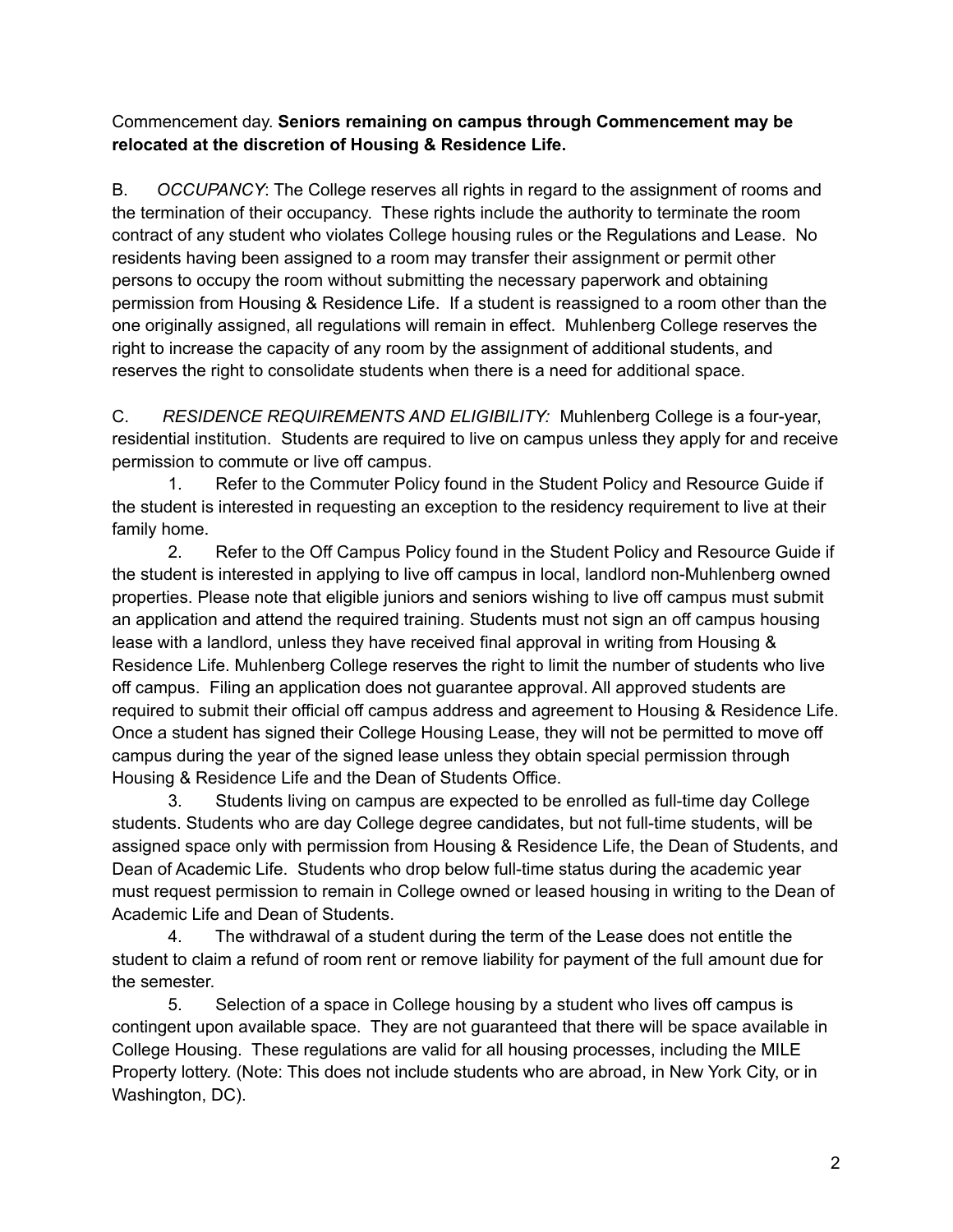Commencement day. **Seniors remaining on campus through Commencement may be relocated at the discretion of Housing & Residence Life.**

B. *OCCUPANCY*: The College reserves all rights in regard to the assignment of rooms and the termination of their occupancy. These rights include the authority to terminate the room contract of any student who violates College housing rules or the Regulations and Lease. No residents having been assigned to a room may transfer their assignment or permit other persons to occupy the room without submitting the necessary paperwork and obtaining permission from Housing & Residence Life. If a student is reassigned to a room other than the one originally assigned, all regulations will remain in effect. Muhlenberg College reserves the right to increase the capacity of any room by the assignment of additional students, and reserves the right to consolidate students when there is a need for additional space.

C. *RESIDENCE REQUIREMENTS AND ELIGIBILITY:* Muhlenberg College is a four-year, residential institution. Students are required to live on campus unless they apply for and receive permission to commute or live off campus.

1. Refer to the Commuter Policy found in the Student Policy and Resource Guide if the student is interested in requesting an exception to the residency requirement to live at their family home.
2. Refer to the Off Campus Policy found in the Student Policy and Resource Guide if the student is interested in applying to live off campus in local, landlord non-Muhlenberg owned properties. Please note that eligible juniors and seniors wishing to live off campus must submit an application and attend the required training. Students must not sign an off campus housing lease with a landlord, unless they have received final approval in writing from Housing & Residence Life. Muhlenberg College reserves the right to limit the number of students who live off campus. Filing an application does not guarantee approval. All approved students are required to submit their official off campus address and agreement to Housing & Residence Life. Once a student has signed their College Housing Lease, they will not be permitted to move off campus during the year of the signed lease unless they obtain special permission through Housing & Residence Life and the Dean of Students Office.
3. Students living on campus are expected to be enrolled as full-time day College students. Students who are day College degree candidates, but not full-time students, will be assigned space only with permission from Housing & Residence Life, the Dean of Students, and Dean of Academic Life. Students who drop below full-time status during the academic year must request permission to remain in College owned or leased housing in writing to the Dean of Academic Life and Dean of Students.
4. The withdrawal of a student during the term of the Lease does not entitle the student to claim a refund of room rent or remove liability for payment of the full amount due for the semester.
5. Selection of a space in College housing by a student who lives off campus is contingent upon available space. They are not guaranteed that there will be space available in College Housing. These regulations are valid for all housing processes, including the MILE Property lottery. (Note: This does not include students who are abroad, in New York City, or in Washington, DC).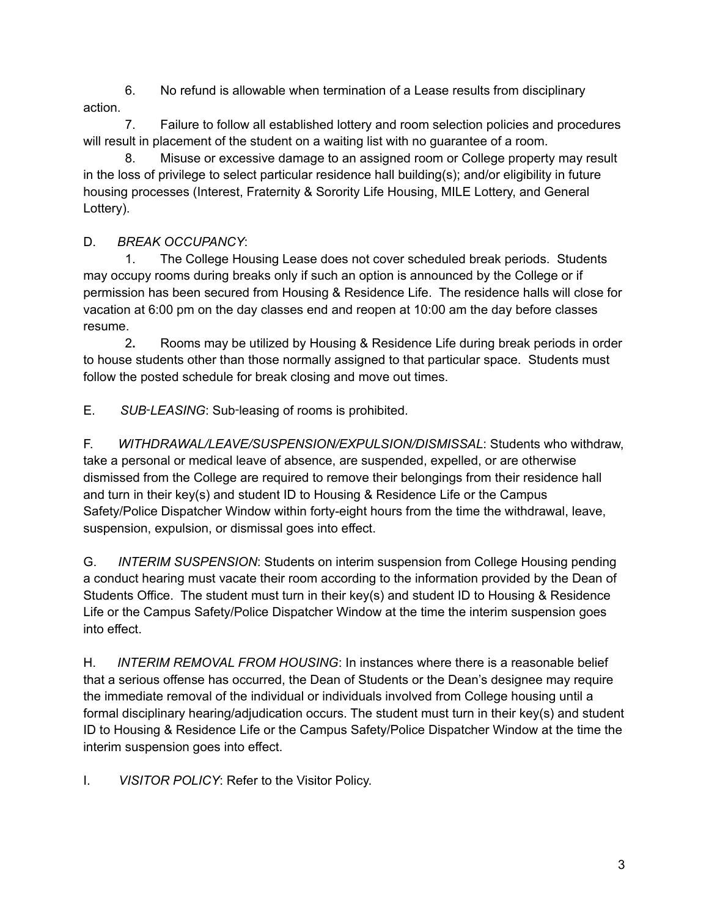6. No refund is allowable when termination of a Lease results from disciplinary action.

7. Failure to follow all established lottery and room selection policies and procedures will result in placement of the student on a waiting list with no guarantee of a room.

8. Misuse or excessive damage to an assigned room or College property may result in the loss of privilege to select particular residence hall building(s); and/or eligibility in future housing processes (Interest, Fraternity & Sorority Life Housing, MILE Lottery, and General Lottery).

D. *BREAK OCCUPANCY*:

1. The College Housing Lease does not cover scheduled break periods. Students may occupy rooms during breaks only if such an option is announced by the College or if permission has been secured from Housing & Residence Life. The residence halls will close for vacation at 6:00 pm on the day classes end and reopen at 10:00 am the day before classes resume.

2. Rooms may be utilized by Housing & Residence Life during break periods in order to house students other than those normally assigned to that particular space. Students must follow the posted schedule for break closing and move out times.

E. *SUB-LEASING*: Sub-leasing of rooms is prohibited.

F. *WITHDRAWAL/LEAVE/SUSPENSION/EXPULSION/DISMISSAL*: Students who withdraw, take a personal or medical leave of absence, are suspended, expelled, or are otherwise dismissed from the College are required to remove their belongings from their residence hall and turn in their key(s) and student ID to Housing & Residence Life or the Campus Safety/Police Dispatcher Window within forty-eight hours from the time the withdrawal, leave, suspension, expulsion, or dismissal goes into effect.

G. *INTERIM SUSPENSION*: Students on interim suspension from College Housing pending a conduct hearing must vacate their room according to the information provided by the Dean of Students Office. The student must turn in their key(s) and student ID to Housing & Residence Life or the Campus Safety/Police Dispatcher Window at the time the interim suspension goes into effect.

H. *INTERIM REMOVAL FROM HOUSING*: In instances where there is a reasonable belief that a serious offense has occurred, the Dean of Students or the Dean's designee may require the immediate removal of the individual or individuals involved from College housing until a formal disciplinary hearing/adjudication occurs. The student must turn in their key(s) and student ID to Housing & Residence Life or the Campus Safety/Police Dispatcher Window at the time the interim suspension goes into effect.

I. *VISITOR POLICY*: Refer to the Visitor Policy.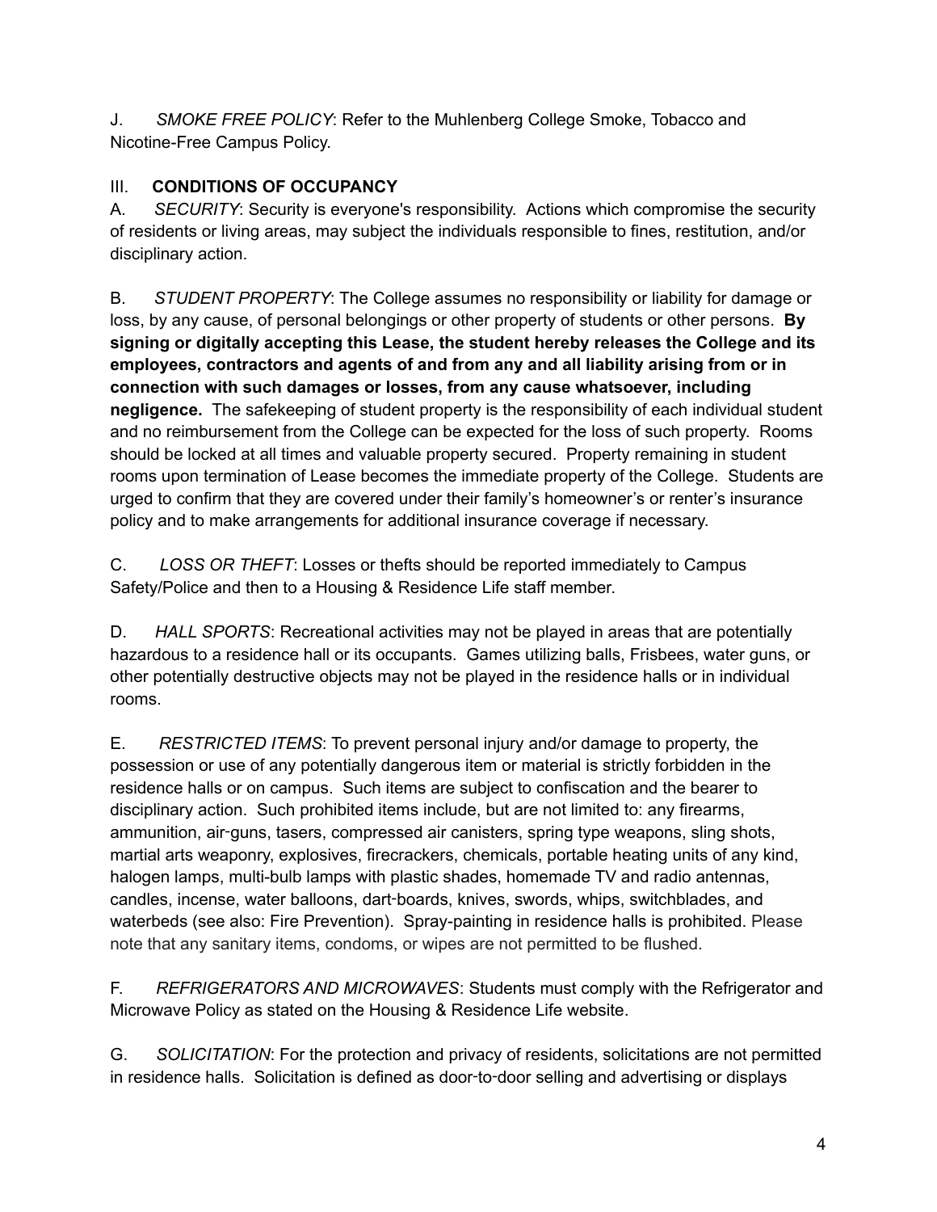J. *SMOKE FREE POLICY*: Refer to the Muhlenberg College Smoke, Tobacco and Nicotine-Free Campus Policy.

## III. **CONDITIONS OF OCCUPANCY**

A. *SECURITY*: Security is everyone's responsibility. Actions which compromise the security of residents or living areas, may subject the individuals responsible to fines, restitution, and/or disciplinary action.

B. *STUDENT PROPERTY*: The College assumes no responsibility or liability for damage or loss, by any cause, of personal belongings or other property of students or other persons. **By signing or digitally accepting this Lease, the student hereby releases the College and its employees, contractors and agents of and from any and all liability arising from or in connection with such damages or losses, from any cause whatsoever, including negligence.** The safekeeping of student property is the responsibility of each individual student and no reimbursement from the College can be expected for the loss of such property. Rooms should be locked at all times and valuable property secured. Property remaining in student rooms upon termination of Lease becomes the immediate property of the College. Students are urged to confirm that they are covered under their family's homeowner's or renter's insurance policy and to make arrangements for additional insurance coverage if necessary.

C. *LOSS OR THEFT*: Losses or thefts should be reported immediately to Campus Safety/Police and then to a Housing & Residence Life staff member.

D. *HALL SPORTS*: Recreational activities may not be played in areas that are potentially hazardous to a residence hall or its occupants. Games utilizing balls, Frisbees, water guns, or other potentially destructive objects may not be played in the residence halls or in individual rooms.

E. *RESTRICTED ITEMS*: To prevent personal injury and/or damage to property, the possession or use of any potentially dangerous item or material is strictly forbidden in the residence halls or on campus. Such items are subject to confiscation and the bearer to disciplinary action. Such prohibited items include, but are not limited to: any firearms, ammunition, air-guns, tasers, compressed air canisters, spring type weapons, sling shots, martial arts weaponry, explosives, firecrackers, chemicals, portable heating units of any kind, halogen lamps, multi-bulb lamps with plastic shades, homemade TV and radio antennas, candles, incense, water balloons, dart-boards, knives, swords, whips, switchblades, and waterbeds (see also: Fire Prevention). Spray-painting in residence halls is prohibited. Please note that any sanitary items, condoms, or wipes are not permitted to be flushed.

F. *REFRIGERATORS AND MICROWAVES*: Students must comply with the Refrigerator and Microwave Policy as stated on the Housing & Residence Life website.

G. *SOLICITATION*: For the protection and privacy of residents, solicitations are not permitted in residence halls. Solicitation is defined as door-to-door selling and advertising or displays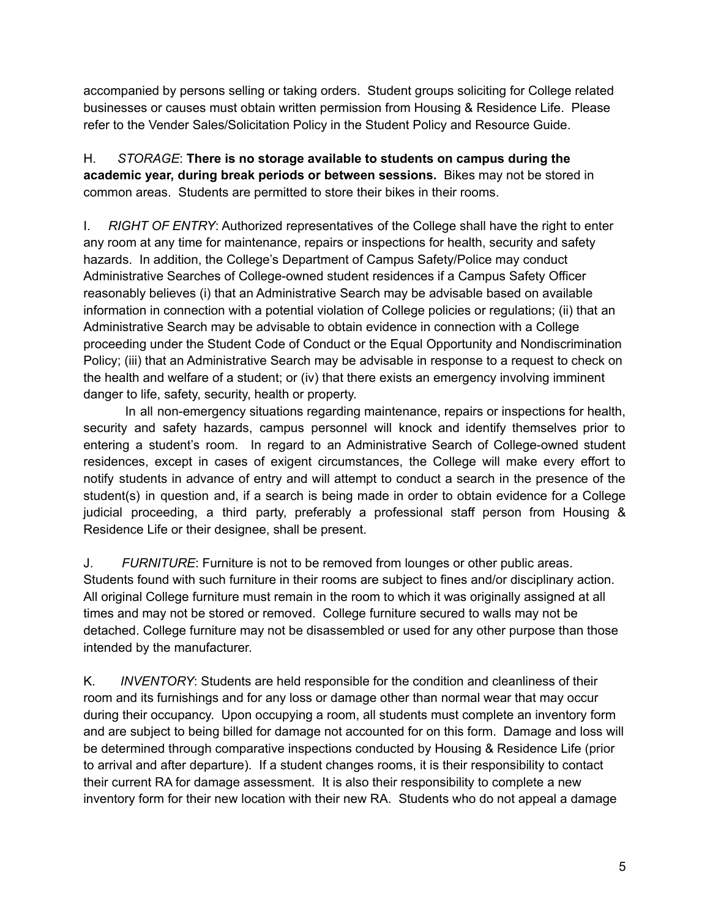accompanied by persons selling or taking orders. Student groups soliciting for College related businesses or causes must obtain written permission from Housing & Residence Life. Please refer to the Vender Sales/Solicitation Policy in the Student Policy and Resource Guide.

H. *STORAGE*: **There is no storage available to students on campus during the academic year, during break periods or between sessions.** Bikes may not be stored in common areas. Students are permitted to store their bikes in their rooms.

I. *RIGHT OF ENTRY*: Authorized representatives of the College shall have the right to enter any room at any time for maintenance, repairs or inspections for health, security and safety hazards. In addition, the College's Department of Campus Safety/Police may conduct Administrative Searches of College-owned student residences if a Campus Safety Officer reasonably believes (i) that an Administrative Search may be advisable based on available information in connection with a potential violation of College policies or regulations; (ii) that an Administrative Search may be advisable to obtain evidence in connection with a College proceeding under the Student Code of Conduct or the Equal Opportunity and Nondiscrimination Policy; (iii) that an Administrative Search may be advisable in response to a request to check on the health and welfare of a student; or (iv) that there exists an emergency involving imminent danger to life, safety, security, health or property.

In all non-emergency situations regarding maintenance, repairs or inspections for health, security and safety hazards, campus personnel will knock and identify themselves prior to entering a student's room. In regard to an Administrative Search of College-owned student residences, except in cases of exigent circumstances, the College will make every effort to notify students in advance of entry and will attempt to conduct a search in the presence of the student(s) in question and, if a search is being made in order to obtain evidence for a College judicial proceeding, a third party, preferably a professional staff person from Housing & Residence Life or their designee, shall be present.

J. *FURNITURE*: Furniture is not to be removed from lounges or other public areas. Students found with such furniture in their rooms are subject to fines and/or disciplinary action. All original College furniture must remain in the room to which it was originally assigned at all times and may not be stored or removed. College furniture secured to walls may not be detached. College furniture may not be disassembled or used for any other purpose than those intended by the manufacturer.

K. *INVENTORY*: Students are held responsible for the condition and cleanliness of their room and its furnishings and for any loss or damage other than normal wear that may occur during their occupancy. Upon occupying a room, all students must complete an inventory form and are subject to being billed for damage not accounted for on this form. Damage and loss will be determined through comparative inspections conducted by Housing & Residence Life (prior to arrival and after departure). If a student changes rooms, it is their responsibility to contact their current RA for damage assessment. It is also their responsibility to complete a new inventory form for their new location with their new RA. Students who do not appeal a damage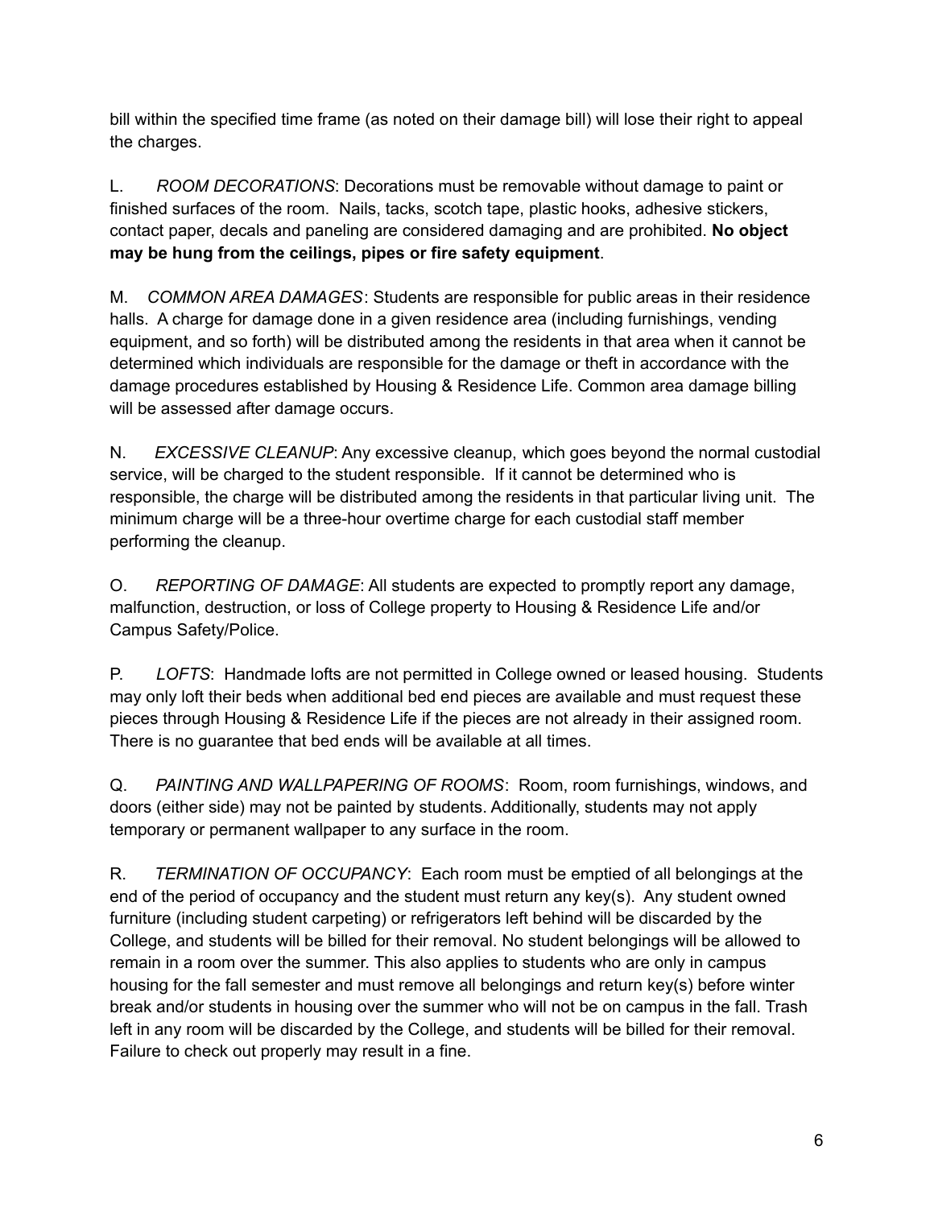bill within the specified time frame (as noted on their damage bill) will lose their right to appeal the charges.

L. *ROOM DECORATIONS*: Decorations must be removable without damage to paint or finished surfaces of the room. Nails, tacks, scotch tape, plastic hooks, adhesive stickers, contact paper, decals and paneling are considered damaging and are prohibited. **No object may be hung from the ceilings, pipes or fire safety equipment**.

M. *COMMON AREA DAMAGES*: Students are responsible for public areas in their residence halls. A charge for damage done in a given residence area (including furnishings, vending equipment, and so forth) will be distributed among the residents in that area when it cannot be determined which individuals are responsible for the damage or theft in accordance with the damage procedures established by Housing & Residence Life. Common area damage billing will be assessed after damage occurs.

N. *EXCESSIVE CLEANUP*: Any excessive cleanup, which goes beyond the normal custodial service, will be charged to the student responsible. If it cannot be determined who is responsible, the charge will be distributed among the residents in that particular living unit. The minimum charge will be a three-hour overtime charge for each custodial staff member performing the cleanup.

O. *REPORTING OF DAMAGE*: All students are expected to promptly report any damage, malfunction, destruction, or loss of College property to Housing & Residence Life and/or Campus Safety/Police.

P. *LOFTS*: Handmade lofts are not permitted in College owned or leased housing. Students may only loft their beds when additional bed end pieces are available and must request these pieces through Housing & Residence Life if the pieces are not already in their assigned room. There is no guarantee that bed ends will be available at all times.

Q. *PAINTING AND WALLPAPERING OF ROOMS*: Room, room furnishings, windows, and doors (either side) may not be painted by students. Additionally, students may not apply temporary or permanent wallpaper to any surface in the room.

R. *TERMINATION OF OCCUPANCY*: Each room must be emptied of all belongings at the end of the period of occupancy and the student must return any key(s). Any student owned furniture (including student carpeting) or refrigerators left behind will be discarded by the College, and students will be billed for their removal. No student belongings will be allowed to remain in a room over the summer. This also applies to students who are only in campus housing for the fall semester and must remove all belongings and return key(s) before winter break and/or students in housing over the summer who will not be on campus in the fall. Trash left in any room will be discarded by the College, and students will be billed for their removal. Failure to check out properly may result in a fine.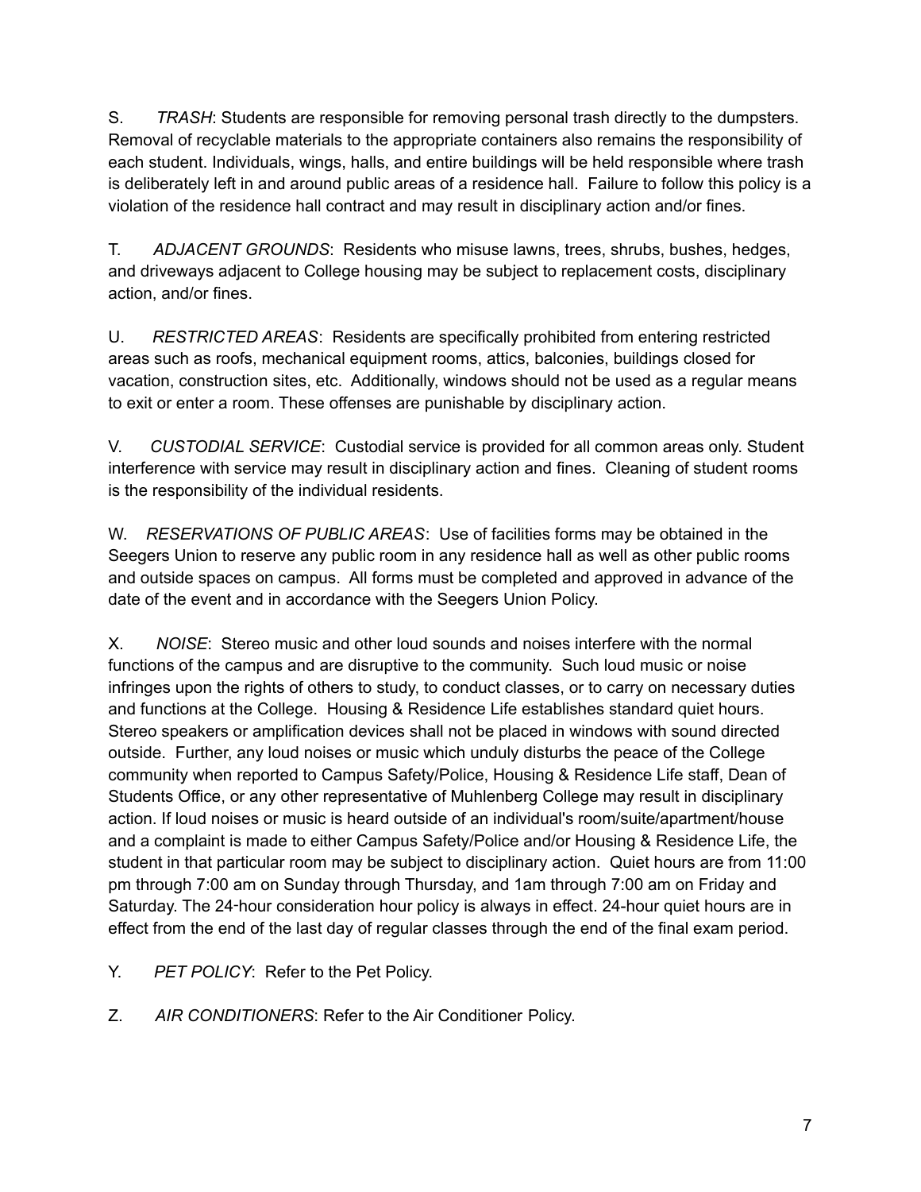S. *TRASH*: Students are responsible for removing personal trash directly to the dumpsters. Removal of recyclable materials to the appropriate containers also remains the responsibility of each student. Individuals, wings, halls, and entire buildings will be held responsible where trash is deliberately left in and around public areas of a residence hall. Failure to follow this policy is a violation of the residence hall contract and may result in disciplinary action and/or fines.

T. *ADJACENT GROUNDS*: Residents who misuse lawns, trees, shrubs, bushes, hedges, and driveways adjacent to College housing may be subject to replacement costs, disciplinary action, and/or fines.

U. *RESTRICTED AREAS*: Residents are specifically prohibited from entering restricted areas such as roofs, mechanical equipment rooms, attics, balconies, buildings closed for vacation, construction sites, etc. Additionally, windows should not be used as a regular means to exit or enter a room. These offenses are punishable by disciplinary action.

V. *CUSTODIAL SERVICE*: Custodial service is provided for all common areas only. Student interference with service may result in disciplinary action and fines. Cleaning of student rooms is the responsibility of the individual residents.

W. *RESERVATIONS OF PUBLIC AREAS*: Use of facilities forms may be obtained in the Seegers Union to reserve any public room in any residence hall as well as other public rooms and outside spaces on campus. All forms must be completed and approved in advance of the date of the event and in accordance with the Seegers Union Policy.

X. *NOISE*: Stereo music and other loud sounds and noises interfere with the normal functions of the campus and are disruptive to the community. Such loud music or noise infringes upon the rights of others to study, to conduct classes, or to carry on necessary duties and functions at the College. Housing & Residence Life establishes standard quiet hours. Stereo speakers or amplification devices shall not be placed in windows with sound directed outside. Further, any loud noises or music which unduly disturbs the peace of the College community when reported to Campus Safety/Police, Housing & Residence Life staff, Dean of Students Office, or any other representative of Muhlenberg College may result in disciplinary action. If loud noises or music is heard outside of an individual's room/suite/apartment/house and a complaint is made to either Campus Safety/Police and/or Housing & Residence Life, the student in that particular room may be subject to disciplinary action. Quiet hours are from 11:00 pm through 7:00 am on Sunday through Thursday, and 1am through 7:00 am on Friday and Saturday. The 24-hour consideration hour policy is always in effect. 24-hour quiet hours are in effect from the end of the last day of regular classes through the end of the final exam period.

Y. *PET POLICY*: Refer to the Pet Policy.

Z. *AIR CONDITIONERS*: Refer to the Air Conditioner Policy.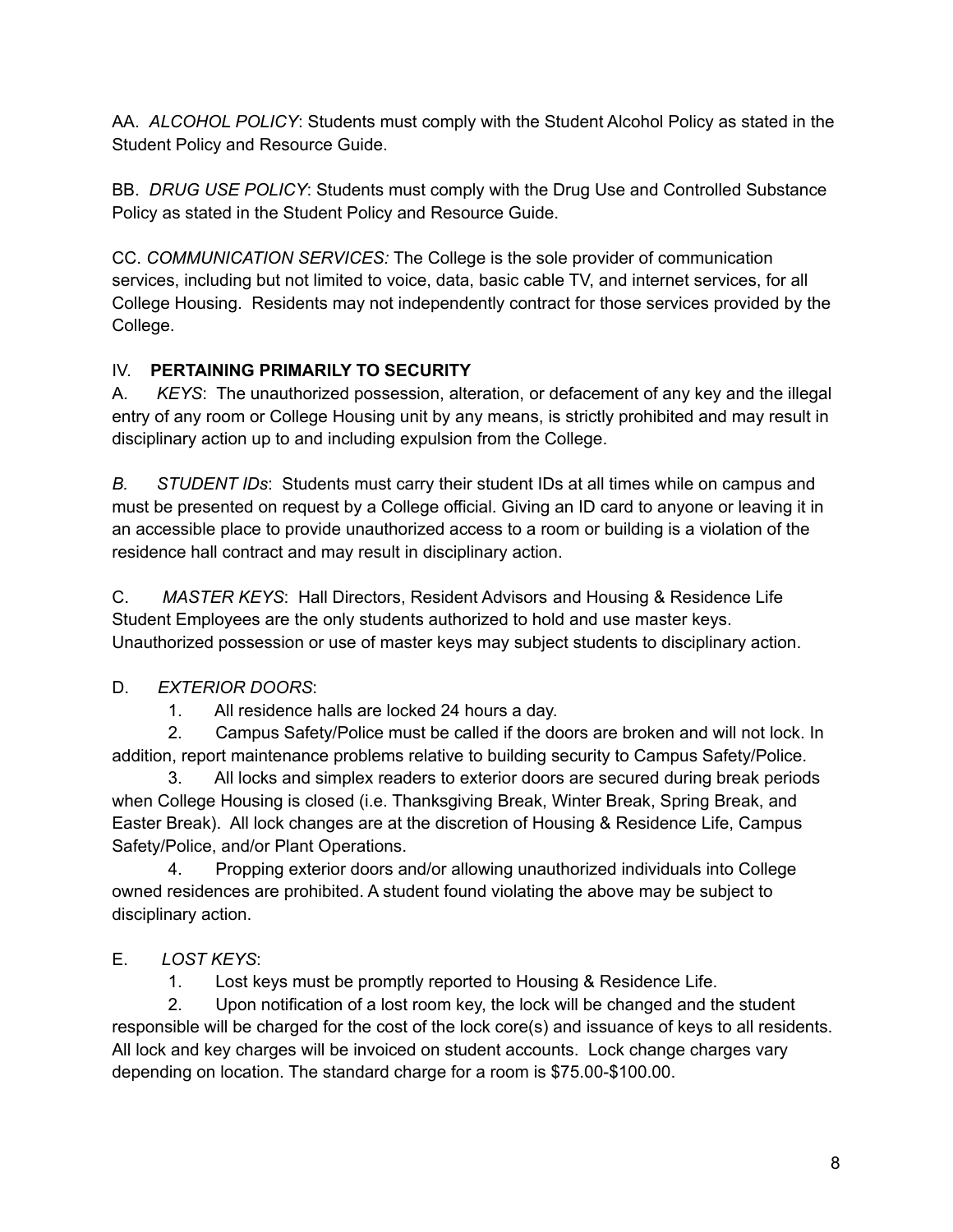AA. *ALCOHOL POLICY*: Students must comply with the Student Alcohol Policy as stated in the Student Policy and Resource Guide.

BB. *DRUG USE POLICY*: Students must comply with the Drug Use and Controlled Substance Policy as stated in the Student Policy and Resource Guide.

CC. *COMMUNICATION SERVICES:* The College is the sole provider of communication services, including but not limited to voice, data, basic cable TV, and internet services, for all College Housing. Residents may not independently contract for those services provided by the College.

## IV. **PERTAINING PRIMARILY TO SECURITY**

A. *KEYS*: The unauthorized possession, alteration, or defacement of any key and the illegal entry of any room or College Housing unit by any means, is strictly prohibited and may result in disciplinary action up to and including expulsion from the College.

*B. STUDENT IDs*: Students must carry their student IDs at all times while on campus and must be presented on request by a College official. Giving an ID card to anyone or leaving it in an accessible place to provide unauthorized access to a room or building is a violation of the residence hall contract and may result in disciplinary action.

C. *MASTER KEYS*: Hall Directors, Resident Advisors and Housing & Residence Life Student Employees are the only students authorized to hold and use master keys. Unauthorized possession or use of master keys may subject students to disciplinary action.

D. *EXTERIOR DOORS*:

1. All residence halls are locked 24 hours a day.
2. Campus Safety/Police must be called if the doors are broken and will not lock. In addition, report maintenance problems relative to building security to Campus Safety/Police.
3. All locks and simplex readers to exterior doors are secured during break periods when College Housing is closed (i.e. Thanksgiving Break, Winter Break, Spring Break, and Easter Break). All lock changes are at the discretion of Housing & Residence Life, Campus Safety/Police, and/or Plant Operations.
4. Propping exterior doors and/or allowing unauthorized individuals into College owned residences are prohibited. A student found violating the above may be subject to disciplinary action.

E. *LOST KEYS*:

1. Lost keys must be promptly reported to Housing & Residence Life.
2. Upon notification of a lost room key, the lock will be changed and the student responsible will be charged for the cost of the lock core(s) and issuance of keys to all residents. All lock and key charges will be invoiced on student accounts. Lock change charges vary depending on location. The standard charge for a room is $75.00-$100.00.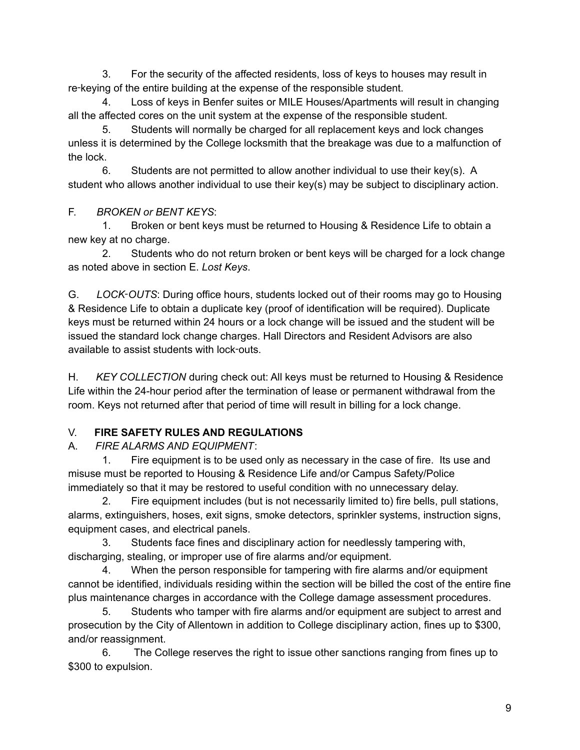3. For the security of the affected residents, loss of keys to houses may result in re-keying of the entire building at the expense of the responsible student.

4. Loss of keys in Benfer suites or MILE Houses/Apartments will result in changing all the affected cores on the unit system at the expense of the responsible student.

5. Students will normally be charged for all replacement keys and lock changes unless it is determined by the College locksmith that the breakage was due to a malfunction of the lock.

6. Students are not permitted to allow another individual to use their key(s). A student who allows another individual to use their key(s) may be subject to disciplinary action.

F. *BROKEN or BENT KEYS*:

1. Broken or bent keys must be returned to Housing & Residence Life to obtain a new key at no charge.

2. Students who do not return broken or bent keys will be charged for a lock change as noted above in section E. *Lost Keys*.

G. *LOCK-OUTS*: During office hours, students locked out of their rooms may go to Housing & Residence Life to obtain a duplicate key (proof of identification will be required). Duplicate keys must be returned within 24 hours or a lock change will be issued and the student will be issued the standard lock change charges. Hall Directors and Resident Advisors are also available to assist students with lock-outs.

H. *KEY COLLECTION* during check out: All keys must be returned to Housing & Residence Life within the 24-hour period after the termination of lease or permanent withdrawal from the room. Keys not returned after that period of time will result in billing for a lock change.

## V. FIRE SAFETY RULES AND REGULATIONS

A. *FIRE ALARMS AND EQUIPMENT*:

1. Fire equipment is to be used only as necessary in the case of fire. Its use and misuse must be reported to Housing & Residence Life and/or Campus Safety/Police immediately so that it may be restored to useful condition with no unnecessary delay.

2. Fire equipment includes (but is not necessarily limited to) fire bells, pull stations, alarms, extinguishers, hoses, exit signs, smoke detectors, sprinkler systems, instruction signs, equipment cases, and electrical panels.

3. Students face fines and disciplinary action for needlessly tampering with, discharging, stealing, or improper use of fire alarms and/or equipment.

4. When the person responsible for tampering with fire alarms and/or equipment cannot be identified, individuals residing within the section will be billed the cost of the entire fine plus maintenance charges in accordance with the College damage assessment procedures.

5. Students who tamper with fire alarms and/or equipment are subject to arrest and prosecution by the City of Allentown in addition to College disciplinary action, fines up to $300, and/or reassignment.

6. The College reserves the right to issue other sanctions ranging from fines up to $300 to expulsion.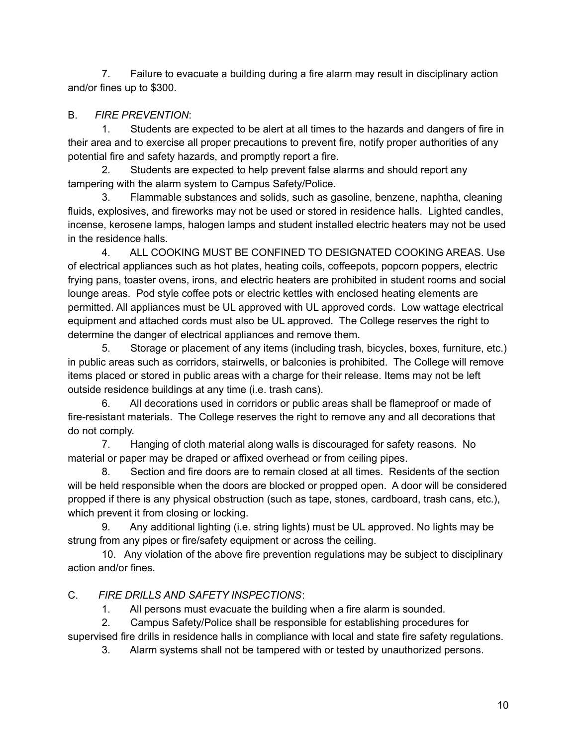7. Failure to evacuate a building during a fire alarm may result in disciplinary action and/or fines up to $300.

B. *FIRE PREVENTION*:

1. Students are expected to be alert at all times to the hazards and dangers of fire in their area and to exercise all proper precautions to prevent fire, notify proper authorities of any potential fire and safety hazards, and promptly report a fire.
2. Students are expected to help prevent false alarms and should report any tampering with the alarm system to Campus Safety/Police.
3. Flammable substances and solids, such as gasoline, benzene, naphtha, cleaning fluids, explosives, and fireworks may not be used or stored in residence halls. Lighted candles, incense, kerosene lamps, halogen lamps and student installed electric heaters may not be used in the residence halls.
4. ALL COOKING MUST BE CONFINED TO DESIGNATED COOKING AREAS. Use of electrical appliances such as hot plates, heating coils, coffeepots, popcorn poppers, electric frying pans, toaster ovens, irons, and electric heaters are prohibited in student rooms and social lounge areas. Pod style coffee pots or electric kettles with enclosed heating elements are permitted. All appliances must be UL approved with UL approved cords. Low wattage electrical equipment and attached cords must also be UL approved. The College reserves the right to determine the danger of electrical appliances and remove them.
5. Storage or placement of any items (including trash, bicycles, boxes, furniture, etc.) in public areas such as corridors, stairwells, or balconies is prohibited. The College will remove items placed or stored in public areas with a charge for their release. Items may not be left outside residence buildings at any time (i.e. trash cans).
6. All decorations used in corridors or public areas shall be flameproof or made of fire-resistant materials. The College reserves the right to remove any and all decorations that do not comply.
7. Hanging of cloth material along walls is discouraged for safety reasons. No material or paper may be draped or affixed overhead or from ceiling pipes.
8. Section and fire doors are to remain closed at all times. Residents of the section will be held responsible when the doors are blocked or propped open. A door will be considered propped if there is any physical obstruction (such as tape, stones, cardboard, trash cans, etc.), which prevent it from closing or locking.
9. Any additional lighting (i.e. string lights) must be UL approved. No lights may be strung from any pipes or fire/safety equipment or across the ceiling.
10. Any violation of the above fire prevention regulations may be subject to disciplinary action and/or fines.

C. *FIRE DRILLS AND SAFETY INSPECTIONS*:

1. All persons must evacuate the building when a fire alarm is sounded.
2. Campus Safety/Police shall be responsible for establishing procedures for supervised fire drills in residence halls in compliance with local and state fire safety regulations.
3. Alarm systems shall not be tampered with or tested by unauthorized persons.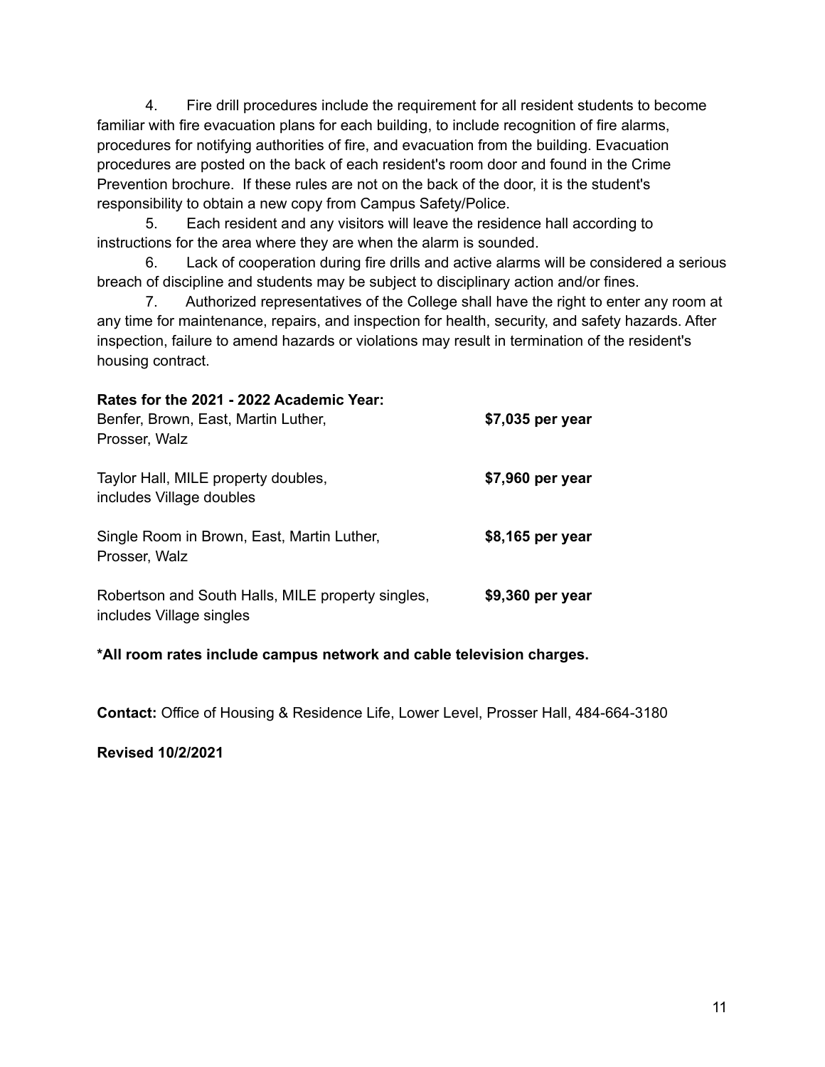4. Fire drill procedures include the requirement for all resident students to become familiar with fire evacuation plans for each building, to include recognition of fire alarms, procedures for notifying authorities of fire, and evacuation from the building. Evacuation procedures are posted on the back of each resident's room door and found in the Crime Prevention brochure. If these rules are not on the back of the door, it is the student's responsibility to obtain a new copy from Campus Safety/Police.
5. Each resident and any visitors will leave the residence hall according to instructions for the area where they are when the alarm is sounded.
6. Lack of cooperation during fire drills and active alarms will be considered a serious breach of discipline and students may be subject to disciplinary action and/or fines.
7. Authorized representatives of the College shall have the right to enter any room at any time for maintenance, repairs, and inspection for health, security, and safety hazards. After inspection, failure to amend hazards or violations may result in termination of the resident's housing contract.

**Rates for the 2021 - 2022 Academic Year:**

| | |
|---|---|
| Benfer, Brown, East, Martin Luther, Prosser, Walz | **$7,035 per year** |
| Taylor Hall, MILE property doubles, includes Village doubles | **$7,960 per year** |
| Single Room in Brown, East, Martin Luther, Prosser, Walz | **$8,165 per year** |
| Robertson and South Halls, MILE property singles, includes Village singles | **$9,360 per year** |

**\*All room rates include campus network and cable television charges.**

**Contact:** Office of Housing & Residence Life, Lower Level, Prosser Hall, 484-664-3180

**Revised 10/2/2021**